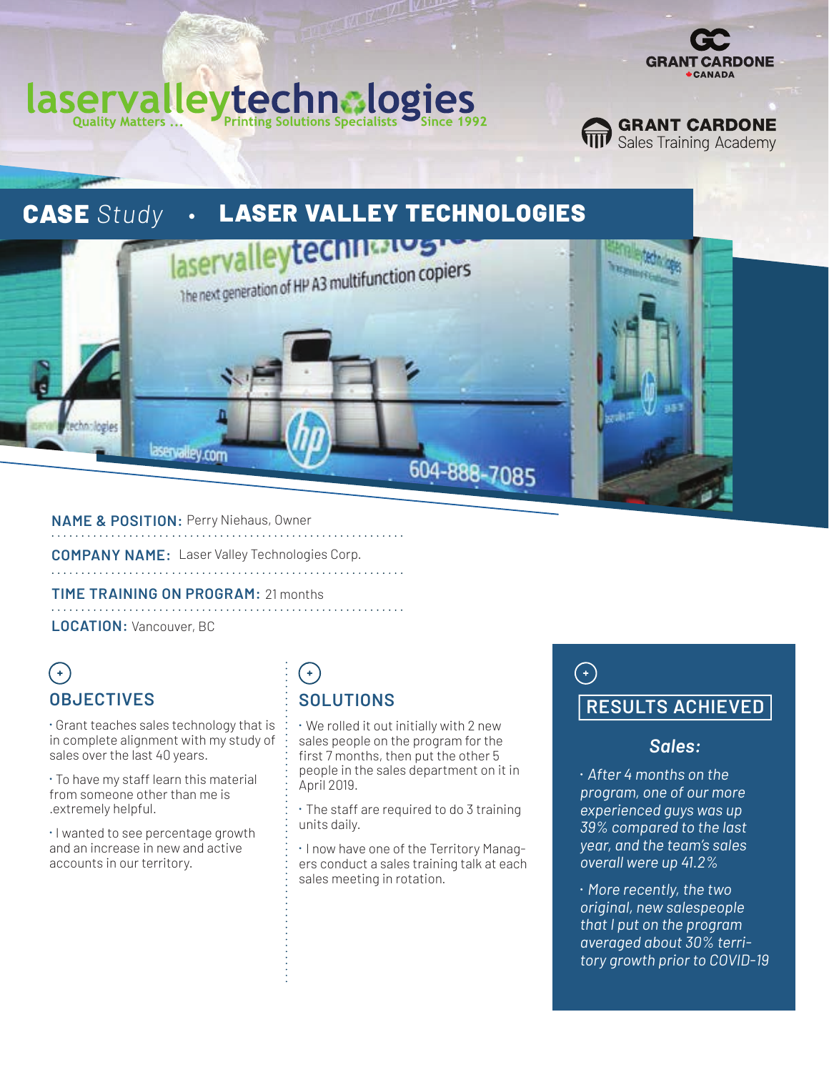laservalleytechnologies
Quality Matters … Printing Solutions Specialists Since 1992

GRANT CARDONE CANADA

GRANT CARDONE Sales Training Academy

# CASE *Study* • LASER VALLEY TECHNOLOGIES

**NAME & POSITION:** Perry Niehaus, Owner

**COMPANY NAME:** Laser Valley Technologies Corp.

**TIME TRAINING ON PROGRAM:** 21 months

**LOCATION:** Vancouver, BC

## OBJECTIVES

- Grant teaches sales technology that is in complete alignment with my study of sales over the last 40 years.
- To have my staff learn this material from someone other than me is .extremely helpful.
- I wanted to see percentage growth and an increase in new and active accounts in our territory.

## SOLUTIONS

- We rolled it out initially with 2 new sales people on the program for the first 7 months, then put the other 5 people in the sales department on it in April 2019.
- The staff are required to do 3 training units daily.
- I now have one of the Territory Managers conduct a sales training talk at each sales meeting in rotation.

## RESULTS ACHIEVED

### *Sales:*

- *After 4 months on the program, one of our more experienced guys was up 39% compared to the last year, and the team's sales overall were up 41.2%*
- *More recently, the two original, new salespeople that I put on the program averaged about 30% territory growth prior to COVID-19*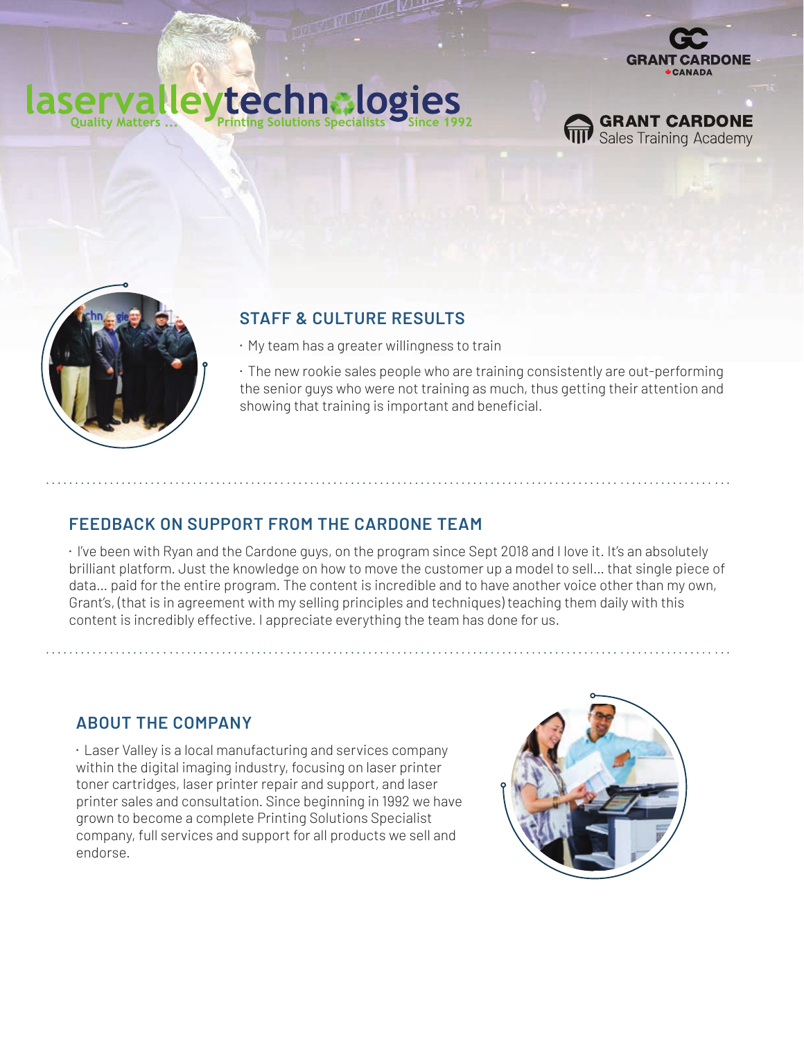laservalleytechnologies

Quality Matters ... Printing Solutions Specialists Since 1992

GRANT CARDONE CANADA

GRANT CARDONE Sales Training Academy

## STAFF & CULTURE RESULTS

- My team has a greater willingness to train
- The new rookie sales people who are training consistently are out-performing the senior guys who were not training as much, thus getting their attention and showing that training is important and beneficial.

## FEEDBACK ON SUPPORT FROM THE CARDONE TEAM

- I've been with Ryan and the Cardone guys, on the program since Sept 2018 and I love it. It's an absolutely brilliant platform. Just the knowledge on how to move the customer up a model to sell... that single piece of data... paid for the entire program. The content is incredible and to have another voice other than my own, Grant's, (that is in agreement with my selling principles and techniques) teaching them daily with this content is incredibly effective. I appreciate everything the team has done for us.

## ABOUT THE COMPANY

- Laser Valley is a local manufacturing and services company within the digital imaging industry, focusing on laser printer toner cartridges, laser printer repair and support, and laser printer sales and consultation. Since beginning in 1992 we have grown to become a complete Printing Solutions Specialist company, full services and support for all products we sell and endorse.